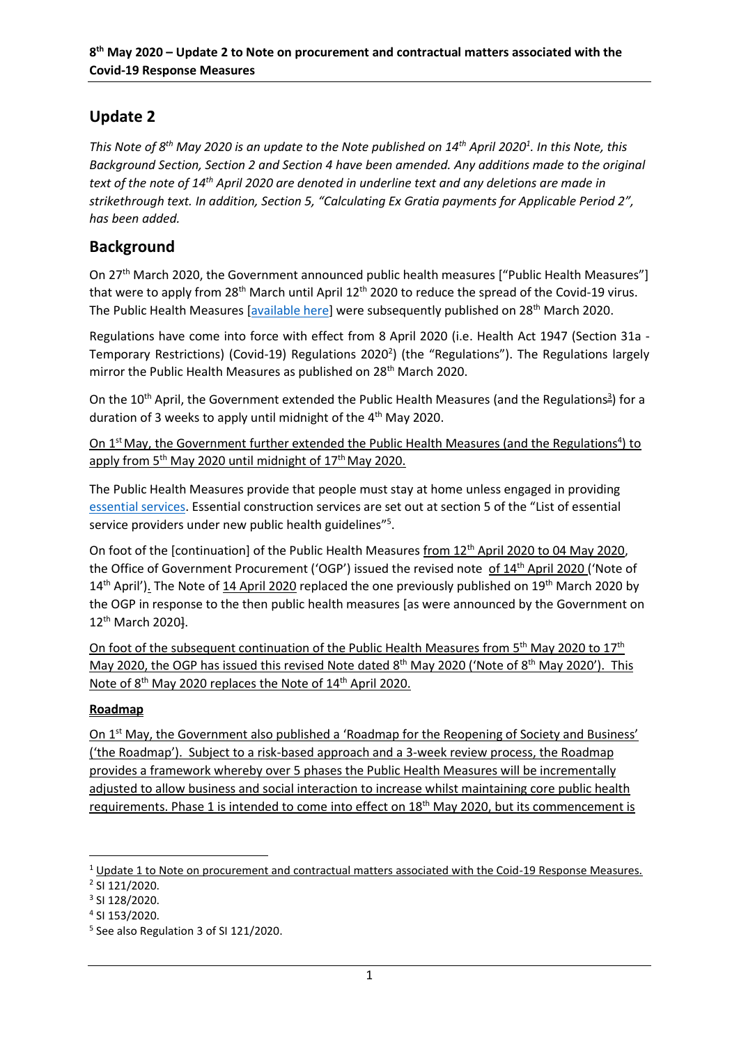# Update 2

*This Note of 8th May 2020 is an update to the Note published on 14th April 2020[1]. In this Note, this Background Section, Section 2 and Section 4 have been amended. Any additions made to the original text of the note of 14th April 2020 are denoted in underline text and any deletions are made in strikethrough text. In addition, Section 5, "Calculating Ex Gratia payments for Applicable Period 2", has been added.*

## Background

On 27th March 2020, the Government announced public health measures ["Public Health Measures"] that were to apply from 28th March until April 12th 2020 to reduce the spread of the Covid-19 virus. The Public Health Measures [available here] were subsequently published on 28th March 2020.

Regulations have come into force with effect from 8 April 2020 (i.e. Health Act 1947 (Section 31a - Temporary Restrictions) (Covid-19) Regulations 2020[2]) (the "Regulations"). The Regulations largely mirror the Public Health Measures as published on 28th March 2020.

On the 10th April, the Government extended the Public Health Measures (and the Regulations[3]) for a duration of 3 weeks to apply until midnight of the 4th May 2020.

<u>On 1st May, the Government further extended the Public Health Measures (and the Regulations[4]) to apply from 5th May 2020 until midnight of 17th May 2020.</u>

The Public Health Measures provide that people must stay at home unless engaged in providing essential services. Essential construction services are set out at section 5 of the "List of essential service providers under new public health guidelines"[5].

On foot of the [continuation] of the Public Health Measures <u>from 12th April 2020 to 04 May 2020</u>, the Office of Government Procurement ('OGP') issued the revised note <u>of 14th April 2020</u> ('Note of 14th April'). The Note of <u>14 April 2020</u> replaced the one previously published on 19th March 2020 by the OGP in response to the then public health measures [as were announced by the Government on 12th March 2020~~]~~.

<u>On foot of the subsequent continuation of the Public Health Measures from 5th May 2020 to 17th May 2020, the OGP has issued this revised Note dated 8th May 2020 ('Note of 8th May 2020'). This Note of 8th May 2020 replaces the Note of 14th April 2020.</u>

### Roadmap

<u>On 1st May, the Government also published a 'Roadmap for the Reopening of Society and Business' ('the Roadmap'). Subject to a risk-based approach and a 3-week review process, the Roadmap provides a framework whereby over 5 phases the Public Health Measures will be incrementally adjusted to allow business and social interaction to increase whilst maintaining core public health requirements. Phase 1 is intended to come into effect on 18th May 2020, but its commencement is</u>

---

[1] <u>Update 1 to Note on procurement and contractual matters associated with the Coid-19 Response Measures.</u>

[2] SI 121/2020.

[3] SI 128/2020.

[4] SI 153/2020.

[5] See also Regulation 3 of SI 121/2020.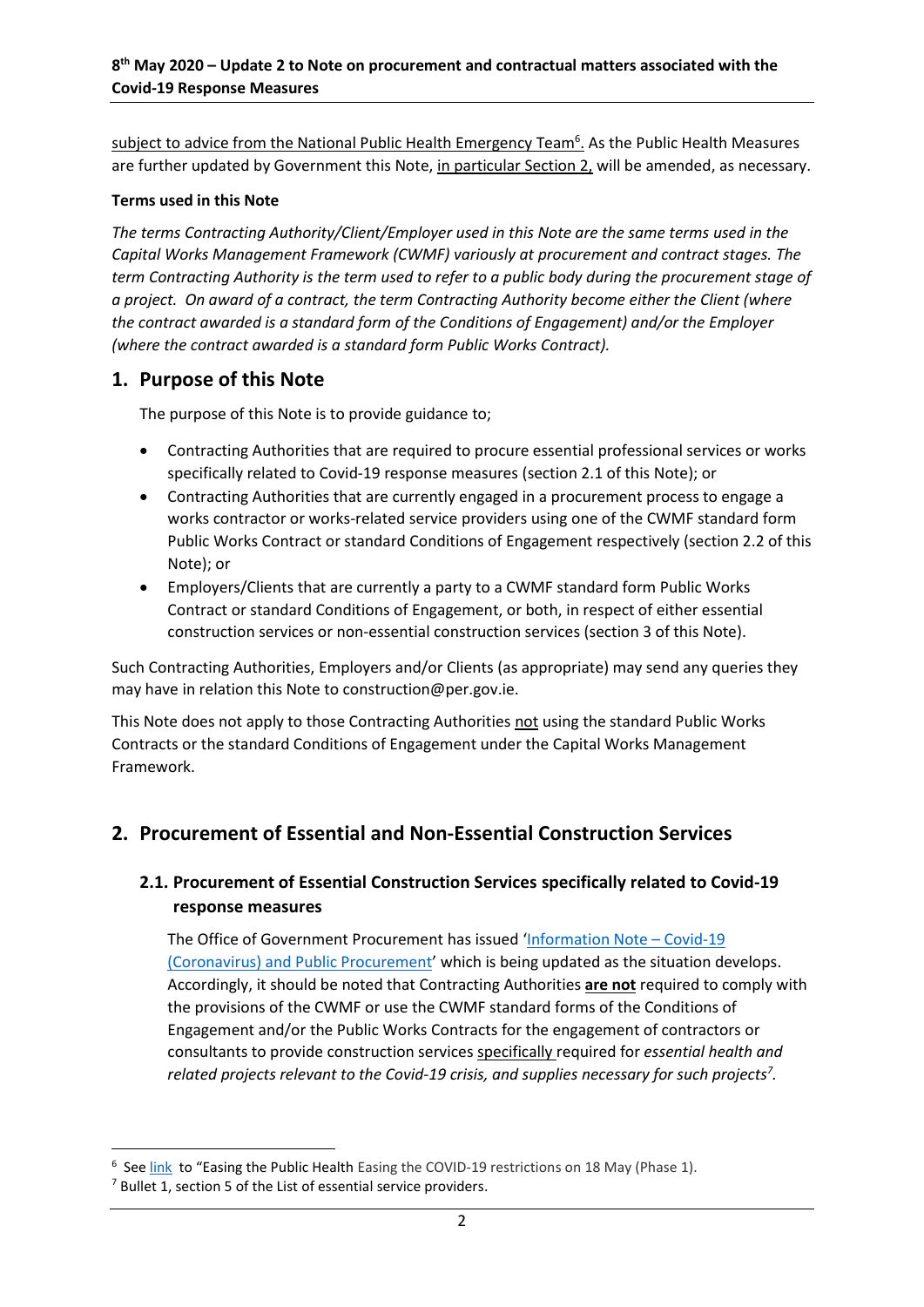subject to advice from the National Public Health Emergency Team[6]. As the Public Health Measures are further updated by Government this Note, in particular Section 2, will be amended, as necessary.

**Terms used in this Note**

*The terms Contracting Authority/Client/Employer used in this Note are the same terms used in the Capital Works Management Framework (CWMF) variously at procurement and contract stages. The term Contracting Authority is the term used to refer to a public body during the procurement stage of a project. On award of a contract, the term Contracting Authority become either the Client (where the contract awarded is a standard form of the Conditions of Engagement) and/or the Employer (where the contract awarded is a standard form Public Works Contract).*

## 1. Purpose of this Note

The purpose of this Note is to provide guidance to;

- Contracting Authorities that are required to procure essential professional services or works specifically related to Covid-19 response measures (section 2.1 of this Note); or
- Contracting Authorities that are currently engaged in a procurement process to engage a works contractor or works-related service providers using one of the CWMF standard form Public Works Contract or standard Conditions of Engagement respectively (section 2.2 of this Note); or
- Employers/Clients that are currently a party to a CWMF standard form Public Works Contract or standard Conditions of Engagement, or both, in respect of either essential construction services or non-essential construction services (section 3 of this Note).

Such Contracting Authorities, Employers and/or Clients (as appropriate) may send any queries they may have in relation this Note to construction@per.gov.ie.

This Note does not apply to those Contracting Authorities not using the standard Public Works Contracts or the standard Conditions of Engagement under the Capital Works Management Framework.

## 2. Procurement of Essential and Non-Essential Construction Services

### 2.1. Procurement of Essential Construction Services specifically related to Covid-19 response measures

The Office of Government Procurement has issued 'Information Note – Covid-19 (Coronavirus) and Public Procurement' which is being updated as the situation develops. Accordingly, it should be noted that Contracting Authorities **are not** required to comply with the provisions of the CWMF or use the CWMF standard forms of the Conditions of Engagement and/or the Public Works Contracts for the engagement of contractors or consultants to provide construction services specifically required for *essential health and related projects relevant to the Covid-19 crisis, and supplies necessary for such projects*[7].

---

[6] See link to "Easing the Public Health Easing the COVID-19 restrictions on 18 May (Phase 1).

[7] Bullet 1, section 5 of the List of essential service providers.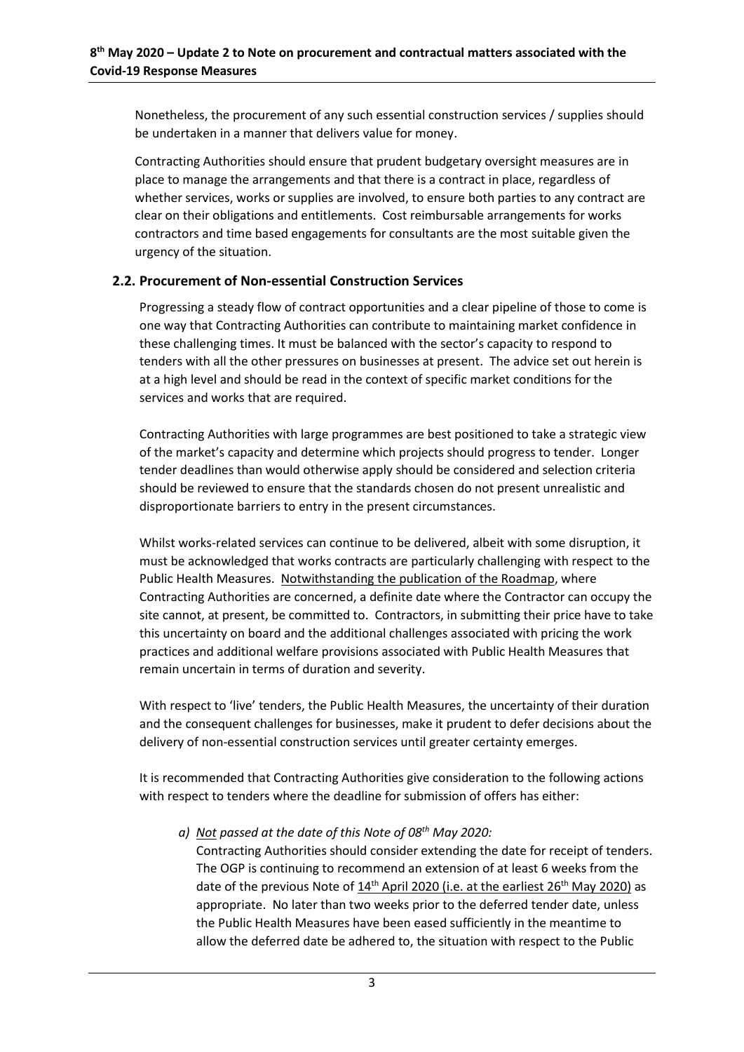Nonetheless, the procurement of any such essential construction services / supplies should be undertaken in a manner that delivers value for money.

Contracting Authorities should ensure that prudent budgetary oversight measures are in place to manage the arrangements and that there is a contract in place, regardless of whether services, works or supplies are involved, to ensure both parties to any contract are clear on their obligations and entitlements. Cost reimbursable arrangements for works contractors and time based engagements for consultants are the most suitable given the urgency of the situation.

## 2.2. Procurement of Non-essential Construction Services

Progressing a steady flow of contract opportunities and a clear pipeline of those to come is one way that Contracting Authorities can contribute to maintaining market confidence in these challenging times. It must be balanced with the sector's capacity to respond to tenders with all the other pressures on businesses at present. The advice set out herein is at a high level and should be read in the context of specific market conditions for the services and works that are required.

Contracting Authorities with large programmes are best positioned to take a strategic view of the market's capacity and determine which projects should progress to tender. Longer tender deadlines than would otherwise apply should be considered and selection criteria should be reviewed to ensure that the standards chosen do not present unrealistic and disproportionate barriers to entry in the present circumstances.

Whilst works-related services can continue to be delivered, albeit with some disruption, it must be acknowledged that works contracts are particularly challenging with respect to the Public Health Measures. Notwithstanding the publication of the Roadmap, where Contracting Authorities are concerned, a definite date where the Contractor can occupy the site cannot, at present, be committed to. Contractors, in submitting their price have to take this uncertainty on board and the additional challenges associated with pricing the work practices and additional welfare provisions associated with Public Health Measures that remain uncertain in terms of duration and severity.

With respect to 'live' tenders, the Public Health Measures, the uncertainty of their duration and the consequent challenges for businesses, make it prudent to defer decisions about the delivery of non-essential construction services until greater certainty emerges.

It is recommended that Contracting Authorities give consideration to the following actions with respect to tenders where the deadline for submission of offers has either:

*a) Not passed at the date of this Note of 08th May 2020:*
Contracting Authorities should consider extending the date for receipt of tenders. The OGP is continuing to recommend an extension of at least 6 weeks from the date of the previous Note of 14th April 2020 (i.e. at the earliest 26th May 2020) as appropriate. No later than two weeks prior to the deferred tender date, unless the Public Health Measures have been eased sufficiently in the meantime to allow the deferred date be adhered to, the situation with respect to the Public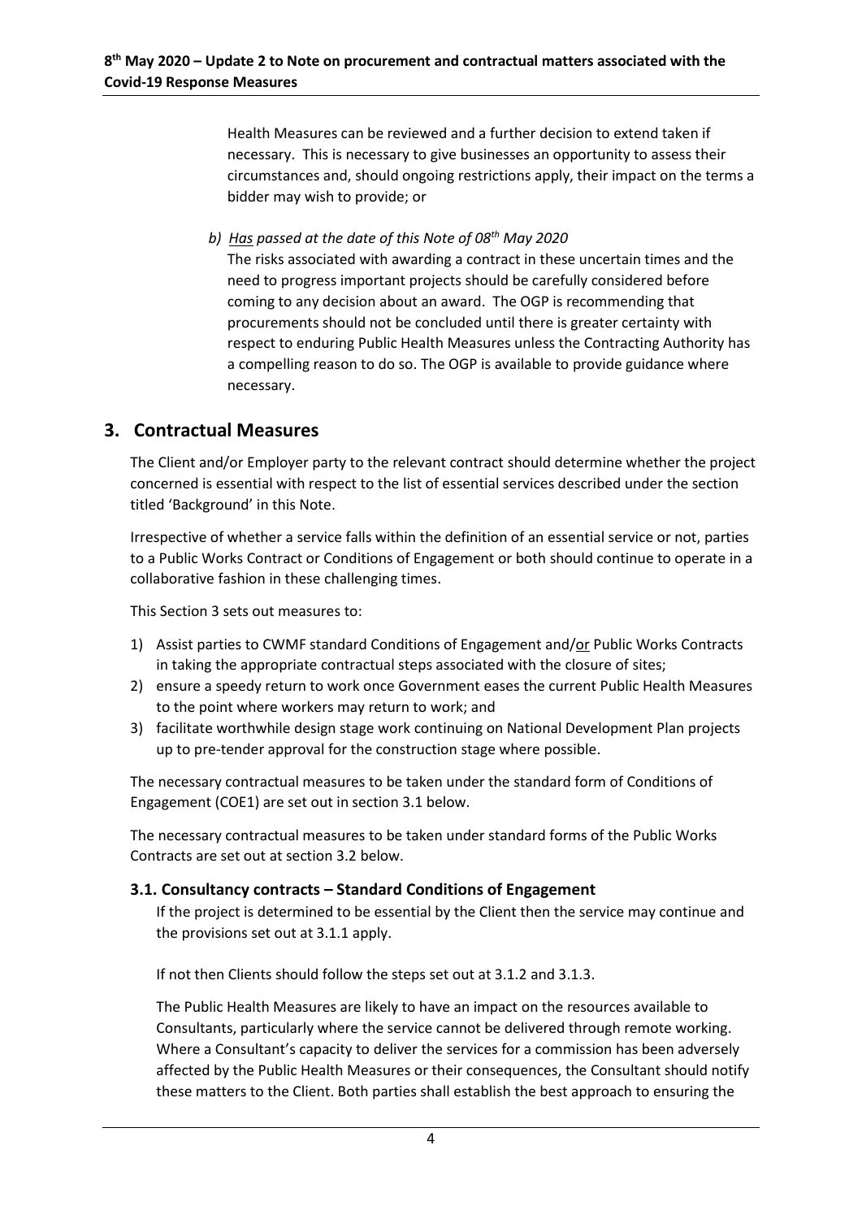Health Measures can be reviewed and a further decision to extend taken if necessary. This is necessary to give businesses an opportunity to assess their circumstances and, should ongoing restrictions apply, their impact on the terms a bidder may wish to provide; or

*b) Has passed at the date of this Note of 08th May 2020*

The risks associated with awarding a contract in these uncertain times and the need to progress important projects should be carefully considered before coming to any decision about an award. The OGP is recommending that procurements should not be concluded until there is greater certainty with respect to enduring Public Health Measures unless the Contracting Authority has a compelling reason to do so. The OGP is available to provide guidance where necessary.

## 3. Contractual Measures

The Client and/or Employer party to the relevant contract should determine whether the project concerned is essential with respect to the list of essential services described under the section titled 'Background' in this Note.

Irrespective of whether a service falls within the definition of an essential service or not, parties to a Public Works Contract or Conditions of Engagement or both should continue to operate in a collaborative fashion in these challenging times.

This Section 3 sets out measures to:

1) Assist parties to CWMF standard Conditions of Engagement and/or Public Works Contracts in taking the appropriate contractual steps associated with the closure of sites;
2) ensure a speedy return to work once Government eases the current Public Health Measures to the point where workers may return to work; and
3) facilitate worthwhile design stage work continuing on National Development Plan projects up to pre-tender approval for the construction stage where possible.

The necessary contractual measures to be taken under the standard form of Conditions of Engagement (COE1) are set out in section 3.1 below.

The necessary contractual measures to be taken under standard forms of the Public Works Contracts are set out at section 3.2 below.

### 3.1. Consultancy contracts – Standard Conditions of Engagement

If the project is determined to be essential by the Client then the service may continue and the provisions set out at 3.1.1 apply.

If not then Clients should follow the steps set out at 3.1.2 and 3.1.3.

The Public Health Measures are likely to have an impact on the resources available to Consultants, particularly where the service cannot be delivered through remote working. Where a Consultant's capacity to deliver the services for a commission has been adversely affected by the Public Health Measures or their consequences, the Consultant should notify these matters to the Client. Both parties shall establish the best approach to ensuring the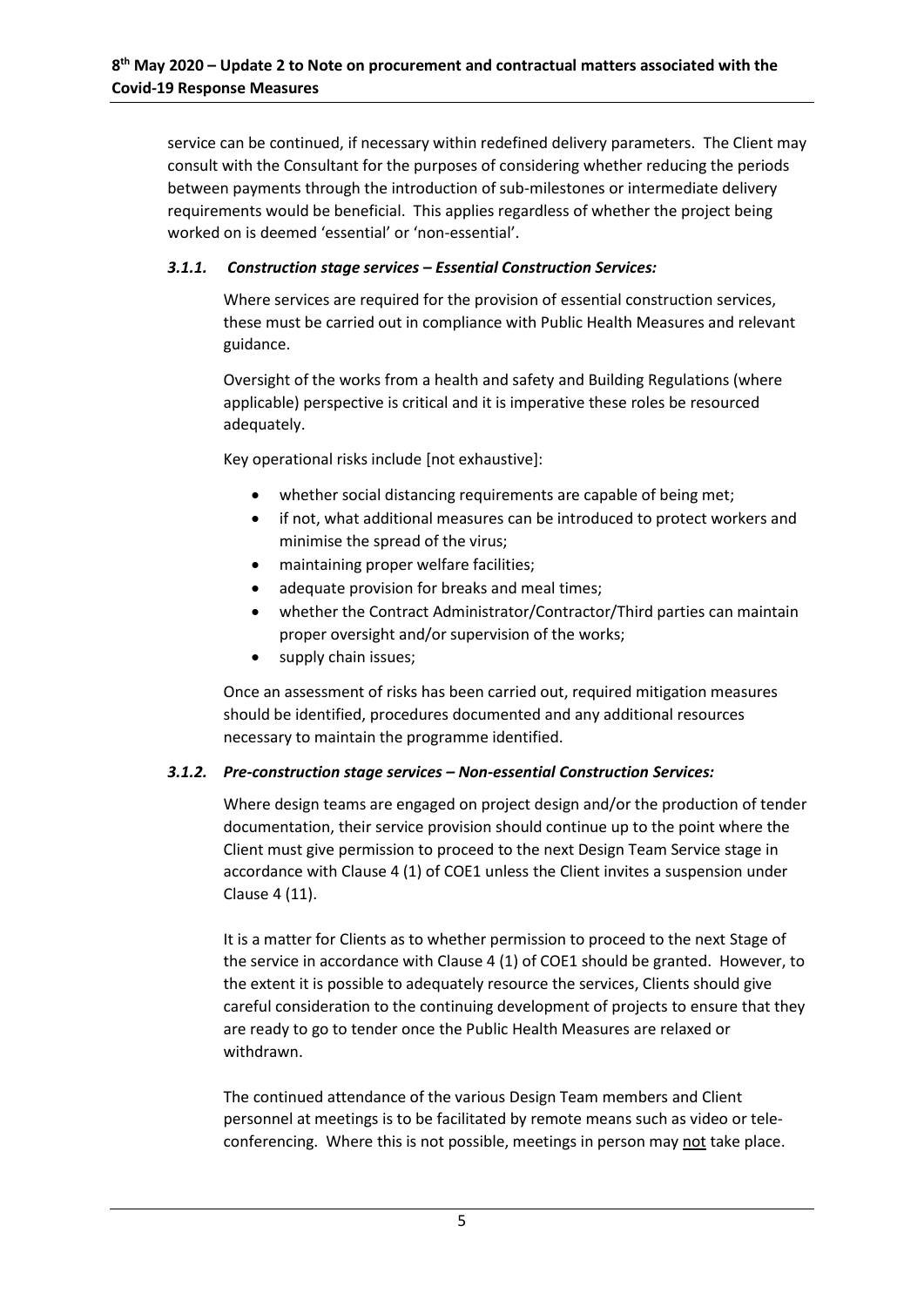service can be continued, if necessary within redefined delivery parameters. The Client may consult with the Consultant for the purposes of considering whether reducing the periods between payments through the introduction of sub-milestones or intermediate delivery requirements would be beneficial. This applies regardless of whether the project being worked on is deemed 'essential' or 'non-essential'.

#### *3.1.1. Construction stage services – Essential Construction Services:*

Where services are required for the provision of essential construction services, these must be carried out in compliance with Public Health Measures and relevant guidance.

Oversight of the works from a health and safety and Building Regulations (where applicable) perspective is critical and it is imperative these roles be resourced adequately.

Key operational risks include [not exhaustive]:

- whether social distancing requirements are capable of being met;
- if not, what additional measures can be introduced to protect workers and minimise the spread of the virus;
- maintaining proper welfare facilities;
- adequate provision for breaks and meal times;
- whether the Contract Administrator/Contractor/Third parties can maintain proper oversight and/or supervision of the works;
- supply chain issues;

Once an assessment of risks has been carried out, required mitigation measures should be identified, procedures documented and any additional resources necessary to maintain the programme identified.

#### *3.1.2. Pre-construction stage services – Non-essential Construction Services:*

Where design teams are engaged on project design and/or the production of tender documentation, their service provision should continue up to the point where the Client must give permission to proceed to the next Design Team Service stage in accordance with Clause 4 (1) of COE1 unless the Client invites a suspension under Clause 4 (11).

It is a matter for Clients as to whether permission to proceed to the next Stage of the service in accordance with Clause 4 (1) of COE1 should be granted. However, to the extent it is possible to adequately resource the services, Clients should give careful consideration to the continuing development of projects to ensure that they are ready to go to tender once the Public Health Measures are relaxed or withdrawn.

The continued attendance of the various Design Team members and Client personnel at meetings is to be facilitated by remote means such as video or tele-conferencing. Where this is not possible, meetings in person may <u>not</u> take place.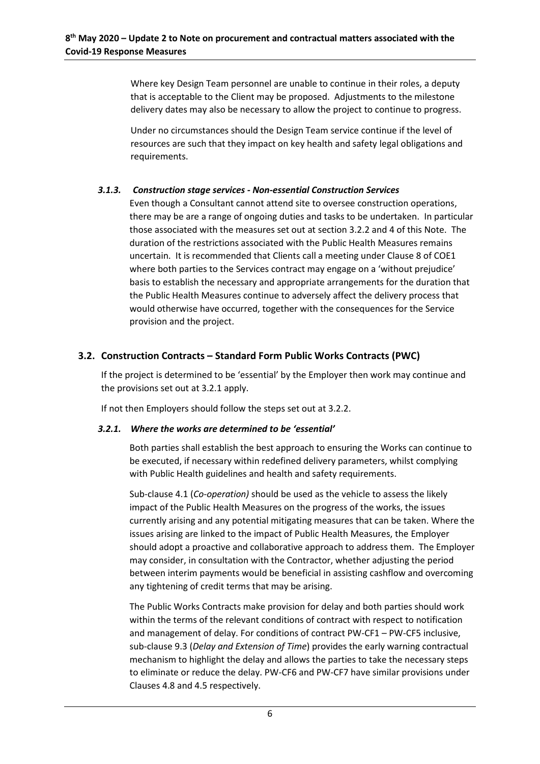Where key Design Team personnel are unable to continue in their roles, a deputy that is acceptable to the Client may be proposed. Adjustments to the milestone delivery dates may also be necessary to allow the project to continue to progress.

Under no circumstances should the Design Team service continue if the level of resources are such that they impact on key health and safety legal obligations and requirements.

#### *3.1.3. Construction stage services - Non-essential Construction Services*

Even though a Consultant cannot attend site to oversee construction operations, there may be are a range of ongoing duties and tasks to be undertaken. In particular those associated with the measures set out at section 3.2.2 and 4 of this Note. The duration of the restrictions associated with the Public Health Measures remains uncertain. It is recommended that Clients call a meeting under Clause 8 of COE1 where both parties to the Services contract may engage on a 'without prejudice' basis to establish the necessary and appropriate arrangements for the duration that the Public Health Measures continue to adversely affect the delivery process that would otherwise have occurred, together with the consequences for the Service provision and the project.

### 3.2. Construction Contracts – Standard Form Public Works Contracts (PWC)

If the project is determined to be 'essential' by the Employer then work may continue and the provisions set out at 3.2.1 apply.

If not then Employers should follow the steps set out at 3.2.2.

#### *3.2.1. Where the works are determined to be 'essential'*

Both parties shall establish the best approach to ensuring the Works can continue to be executed, if necessary within redefined delivery parameters, whilst complying with Public Health guidelines and health and safety requirements.

Sub-clause 4.1 (*Co-operation)* should be used as the vehicle to assess the likely impact of the Public Health Measures on the progress of the works, the issues currently arising and any potential mitigating measures that can be taken. Where the issues arising are linked to the impact of Public Health Measures, the Employer should adopt a proactive and collaborative approach to address them. The Employer may consider, in consultation with the Contractor, whether adjusting the period between interim payments would be beneficial in assisting cashflow and overcoming any tightening of credit terms that may be arising.

The Public Works Contracts make provision for delay and both parties should work within the terms of the relevant conditions of contract with respect to notification and management of delay. For conditions of contract PW-CF1 – PW-CF5 inclusive, sub-clause 9.3 (*Delay and Extension of Time*) provides the early warning contractual mechanism to highlight the delay and allows the parties to take the necessary steps to eliminate or reduce the delay. PW-CF6 and PW-CF7 have similar provisions under Clauses 4.8 and 4.5 respectively.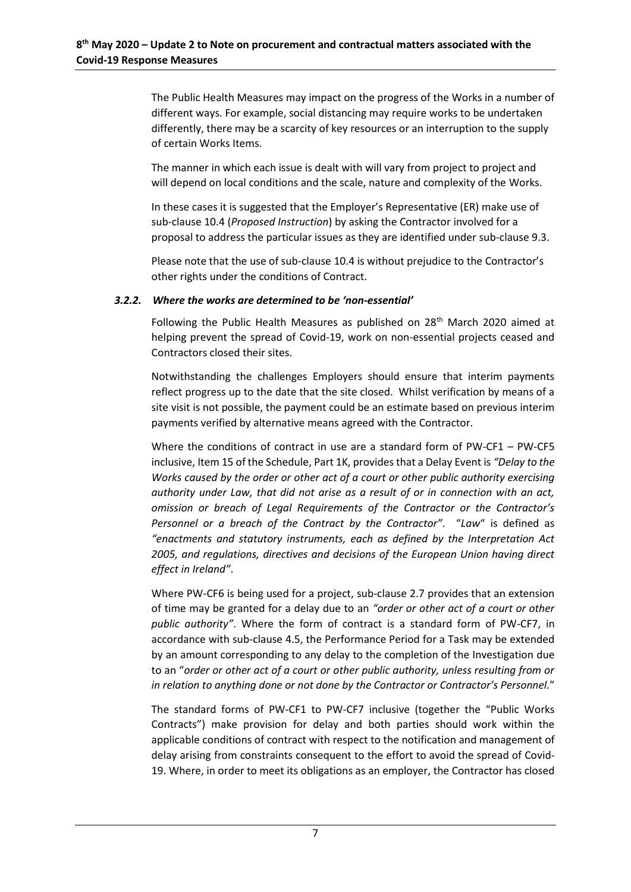The Public Health Measures may impact on the progress of the Works in a number of different ways. For example, social distancing may require works to be undertaken differently, there may be a scarcity of key resources or an interruption to the supply of certain Works Items.

The manner in which each issue is dealt with will vary from project to project and will depend on local conditions and the scale, nature and complexity of the Works.

In these cases it is suggested that the Employer's Representative (ER) make use of sub-clause 10.4 (*Proposed Instruction*) by asking the Contractor involved for a proposal to address the particular issues as they are identified under sub-clause 9.3.

Please note that the use of sub-clause 10.4 is without prejudice to the Contractor's other rights under the conditions of Contract.

### *3.2.2. Where the works are determined to be 'non-essential'*

Following the Public Health Measures as published on 28th March 2020 aimed at helping prevent the spread of Covid-19, work on non-essential projects ceased and Contractors closed their sites.

Notwithstanding the challenges Employers should ensure that interim payments reflect progress up to the date that the site closed. Whilst verification by means of a site visit is not possible, the payment could be an estimate based on previous interim payments verified by alternative means agreed with the Contractor.

Where the conditions of contract in use are a standard form of PW-CF1 – PW-CF5 inclusive, Item 15 of the Schedule, Part 1K, provides that a Delay Event is *"Delay to the Works caused by the order or other act of a court or other public authority exercising authority under Law, that did not arise as a result of or in connection with an act, omission or breach of Legal Requirements of the Contractor or the Contractor's Personnel or a breach of the Contract by the Contractor"*. "*Law*" is defined as *"enactments and statutory instruments, each as defined by the Interpretation Act 2005, and regulations, directives and decisions of the European Union having direct effect in Ireland"*.

Where PW-CF6 is being used for a project, sub-clause 2.7 provides that an extension of time may be granted for a delay due to an *"order or other act of a court or other public authority"*. Where the form of contract is a standard form of PW-CF7, in accordance with sub-clause 4.5, the Performance Period for a Task may be extended by an amount corresponding to any delay to the completion of the Investigation due to an "*order or other act of a court or other public authority, unless resulting from or in relation to anything done or not done by the Contractor or Contractor's Personnel.*"

The standard forms of PW-CF1 to PW-CF7 inclusive (together the "Public Works Contracts") make provision for delay and both parties should work within the applicable conditions of contract with respect to the notification and management of delay arising from constraints consequent to the effort to avoid the spread of Covid-19. Where, in order to meet its obligations as an employer, the Contractor has closed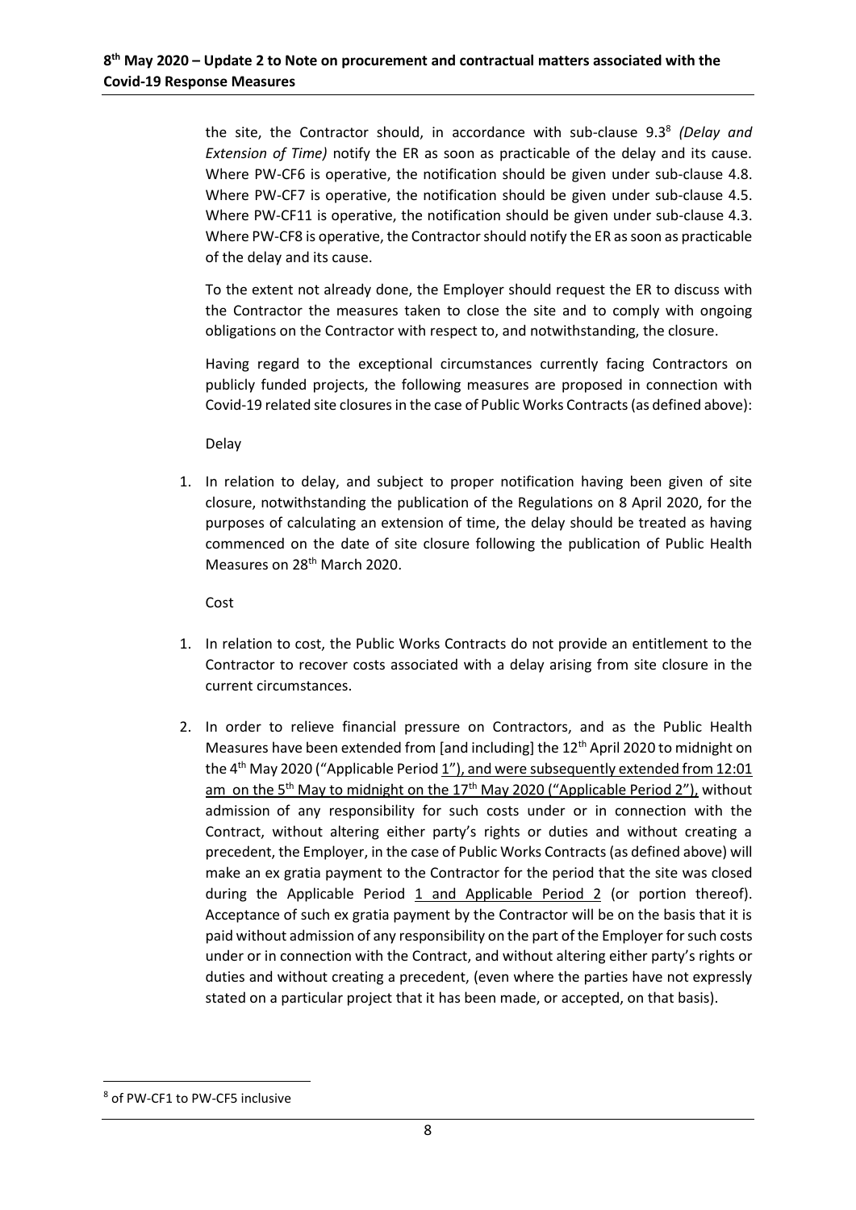the site, the Contractor should, in accordance with sub-clause 9.3[8] *(Delay and Extension of Time)* notify the ER as soon as practicable of the delay and its cause. Where PW-CF6 is operative, the notification should be given under sub-clause 4.8. Where PW-CF7 is operative, the notification should be given under sub-clause 4.5. Where PW-CF11 is operative, the notification should be given under sub-clause 4.3. Where PW-CF8 is operative, the Contractor should notify the ER as soon as practicable of the delay and its cause.

To the extent not already done, the Employer should request the ER to discuss with the Contractor the measures taken to close the site and to comply with ongoing obligations on the Contractor with respect to, and notwithstanding, the closure.

Having regard to the exceptional circumstances currently facing Contractors on publicly funded projects, the following measures are proposed in connection with Covid-19 related site closures in the case of Public Works Contracts (as defined above):

Delay

1. In relation to delay, and subject to proper notification having been given of site closure, notwithstanding the publication of the Regulations on 8 April 2020, for the purposes of calculating an extension of time, the delay should be treated as having commenced on the date of site closure following the publication of Public Health Measures on 28th March 2020.

Cost

1. In relation to cost, the Public Works Contracts do not provide an entitlement to the Contractor to recover costs associated with a delay arising from site closure in the current circumstances.
2. In order to relieve financial pressure on Contractors, and as the Public Health Measures have been extended from [and including] the 12th April 2020 to midnight on the 4th May 2020 ("Applicable Period 1"), and were subsequently extended from 12:01 am on the 5th May to midnight on the 17th May 2020 ("Applicable Period 2"), without admission of any responsibility for such costs under or in connection with the Contract, without altering either party's rights or duties and without creating a precedent, the Employer, in the case of Public Works Contracts (as defined above) will make an ex gratia payment to the Contractor for the period that the site was closed during the Applicable Period 1 and Applicable Period 2 (or portion thereof). Acceptance of such ex gratia payment by the Contractor will be on the basis that it is paid without admission of any responsibility on the part of the Employer for such costs under or in connection with the Contract, and without altering either party's rights or duties and without creating a precedent, (even where the parties have not expressly stated on a particular project that it has been made, or accepted, on that basis).

---

[8] of PW-CF1 to PW-CF5 inclusive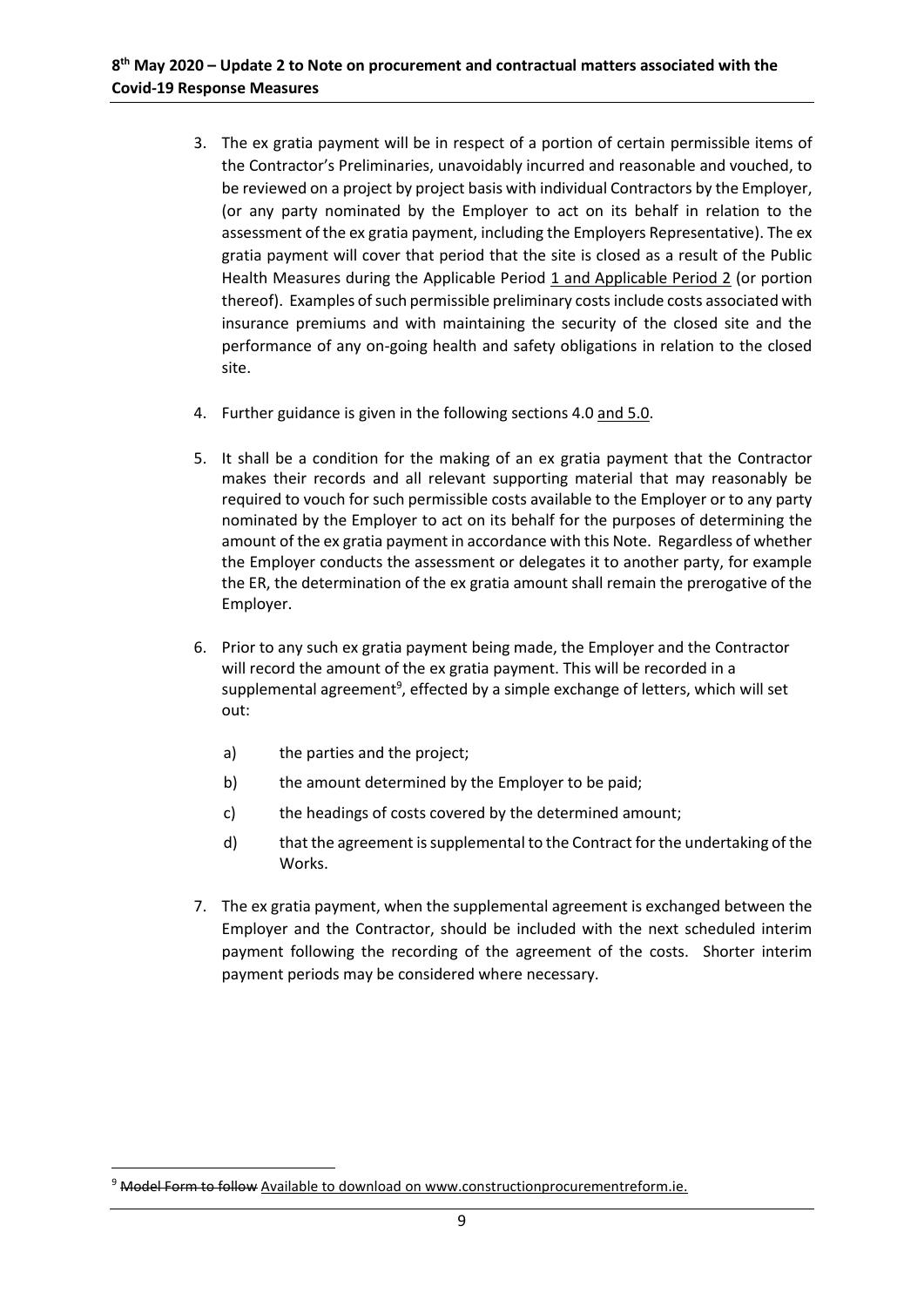3. The ex gratia payment will be in respect of a portion of certain permissible items of the Contractor's Preliminaries, unavoidably incurred and reasonable and vouched, to be reviewed on a project by project basis with individual Contractors by the Employer, (or any party nominated by the Employer to act on its behalf in relation to the assessment of the ex gratia payment, including the Employers Representative). The ex gratia payment will cover that period that the site is closed as a result of the Public Health Measures during the Applicable Period 1 and Applicable Period 2 (or portion thereof). Examples of such permissible preliminary costs include costs associated with insurance premiums and with maintaining the security of the closed site and the performance of any on-going health and safety obligations in relation to the closed site.

4. Further guidance is given in the following sections 4.0 and 5.0.

5. It shall be a condition for the making of an ex gratia payment that the Contractor makes their records and all relevant supporting material that may reasonably be required to vouch for such permissible costs available to the Employer or to any party nominated by the Employer to act on its behalf for the purposes of determining the amount of the ex gratia payment in accordance with this Note. Regardless of whether the Employer conducts the assessment or delegates it to another party, for example the ER, the determination of the ex gratia amount shall remain the prerogative of the Employer.

6. Prior to any such ex gratia payment being made, the Employer and the Contractor will record the amount of the ex gratia payment. This will be recorded in a supplemental agreement[9], effected by a simple exchange of letters, which will set out:

   a) the parties and the project;

   b) the amount determined by the Employer to be paid;

   c) the headings of costs covered by the determined amount;

   d) that the agreement is supplemental to the Contract for the undertaking of the Works.

7. The ex gratia payment, when the supplemental agreement is exchanged between the Employer and the Contractor, should be included with the next scheduled interim payment following the recording of the agreement of the costs. Shorter interim payment periods may be considered where necessary.

---

[9] ~~Model Form to follow~~ Available to download on www.constructionprocurementreform.ie.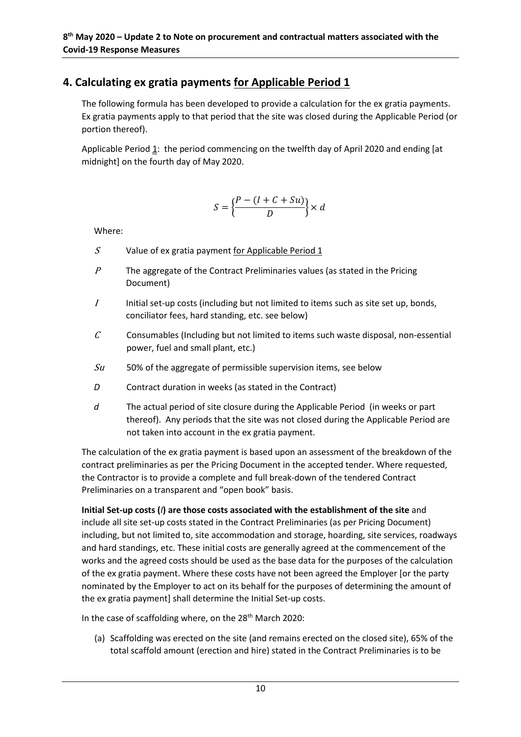## 4. Calculating ex gratia payments <u>for Applicable Period 1</u>

The following formula has been developed to provide a calculation for the ex gratia payments. Ex gratia payments apply to that period that the site was closed during the Applicable Period (or portion thereof).

Applicable Period <u>1</u>: the period commencing on the twelfth day of April 2020 and ending [at midnight] on the fourth day of May 2020.

$$S = \left\{\frac{P - (I + C + Su)}{D}\right\} \times d$$

Where:

- $S$ Value of ex gratia payment <u>for Applicable Period 1</u>
- $P$ The aggregate of the Contract Preliminaries values (as stated in the Pricing Document)
- $I$ Initial set-up costs (including but not limited to items such as site set up, bonds, conciliator fees, hard standing, etc. see below)
- $C$ Consumables (Including but not limited to items such waste disposal, non-essential power, fuel and small plant, etc.)
- $Su$ 50% of the aggregate of permissible supervision items, see below
- *D* Contract duration in weeks (as stated in the Contract)
- *d* The actual period of site closure during the Applicable Period (in weeks or part thereof). Any periods that the site was not closed during the Applicable Period are not taken into account in the ex gratia payment.

The calculation of the ex gratia payment is based upon an assessment of the breakdown of the contract preliminaries as per the Pricing Document in the accepted tender. Where requested, the Contractor is to provide a complete and full break-down of the tendered Contract Preliminaries on a transparent and "open book" basis.

**Initial Set-up costs (*I*) are those costs associated with the establishment of the site** and include all site set-up costs stated in the Contract Preliminaries (as per Pricing Document) including, but not limited to, site accommodation and storage, hoarding, site services, roadways and hard standings, etc. These initial costs are generally agreed at the commencement of the works and the agreed costs should be used as the base data for the purposes of the calculation of the ex gratia payment. Where these costs have not been agreed the Employer [or the party nominated by the Employer to act on its behalf for the purposes of determining the amount of the ex gratia payment] shall determine the Initial Set-up costs.

In the case of scaffolding where, on the 28th March 2020:

(a) Scaffolding was erected on the site (and remains erected on the closed site), 65% of the total scaffold amount (erection and hire) stated in the Contract Preliminaries is to be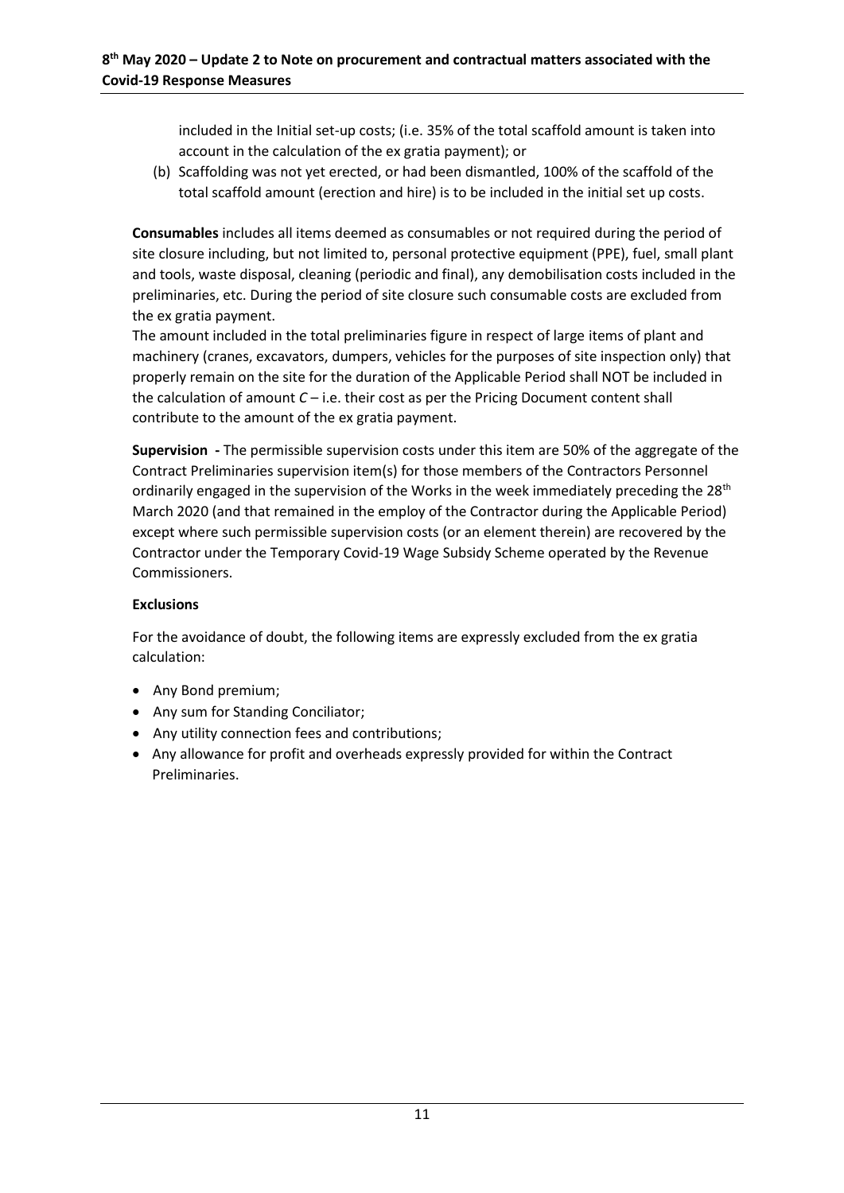included in the Initial set-up costs; (i.e. 35% of the total scaffold amount is taken into account in the calculation of the ex gratia payment); or

(b) Scaffolding was not yet erected, or had been dismantled, 100% of the scaffold of the total scaffold amount (erection and hire) is to be included in the initial set up costs.

**Consumables** includes all items deemed as consumables or not required during the period of site closure including, but not limited to, personal protective equipment (PPE), fuel, small plant and tools, waste disposal, cleaning (periodic and final), any demobilisation costs included in the preliminaries, etc. During the period of site closure such consumable costs are excluded from the ex gratia payment.

The amount included in the total preliminaries figure in respect of large items of plant and machinery (cranes, excavators, dumpers, vehicles for the purposes of site inspection only) that properly remain on the site for the duration of the Applicable Period shall NOT be included in the calculation of amount *C* – i.e. their cost as per the Pricing Document content shall contribute to the amount of the ex gratia payment.

**Supervision -** The permissible supervision costs under this item are 50% of the aggregate of the Contract Preliminaries supervision item(s) for those members of the Contractors Personnel ordinarily engaged in the supervision of the Works in the week immediately preceding the 28th March 2020 (and that remained in the employ of the Contractor during the Applicable Period) except where such permissible supervision costs (or an element therein) are recovered by the Contractor under the Temporary Covid-19 Wage Subsidy Scheme operated by the Revenue Commissioners.

**Exclusions**

For the avoidance of doubt, the following items are expressly excluded from the ex gratia calculation:

- Any Bond premium;
- Any sum for Standing Conciliator;
- Any utility connection fees and contributions;
- Any allowance for profit and overheads expressly provided for within the Contract Preliminaries.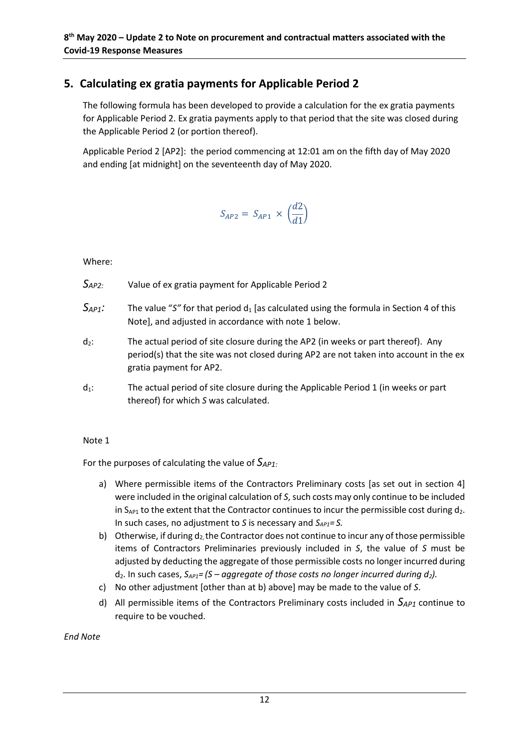## 5. Calculating ex gratia payments for Applicable Period 2

The following formula has been developed to provide a calculation for the ex gratia payments for Applicable Period 2. Ex gratia payments apply to that period that the site was closed during the Applicable Period 2 (or portion thereof).

Applicable Period 2 [AP2]: the period commencing at 12:01 am on the fifth day of May 2020 and ending [at midnight] on the seventeenth day of May 2020.

$$S_{AP2} = S_{AP1} \times \left(\frac{d2}{d1}\right)$$

Where:

$S_{AP2}$: Value of ex gratia payment for Applicable Period 2

$S_{AP1}$: The value "*S*" for that period $d_1$ [as calculated using the formula in Section 4 of this Note], and adjusted in accordance with note 1 below.

$d_2$: The actual period of site closure during the AP2 (in weeks or part thereof). Any period(s) that the site was not closed during AP2 are not taken into account in the ex gratia payment for AP2.

$d_1$: The actual period of site closure during the Applicable Period 1 (in weeks or part thereof) for which *S* was calculated.

Note 1

For the purposes of calculating the value of $S_{AP1}$:

a) Where permissible items of the Contractors Preliminary costs [as set out in section 4] were included in the original calculation of *S*, such costs may only continue to be included in $S_{AP1}$ to the extent that the Contractor continues to incur the permissible cost during $d_2$. In such cases, no adjustment to *S* is necessary and $S_{AP1} = S$.

b) Otherwise, if during $d_2$, the Contractor does not continue to incur any of those permissible items of Contractors Preliminaries previously included in *S*, the value of *S* must be adjusted by deducting the aggregate of those permissible costs no longer incurred during $d_2$. In such cases, $S_{AP1} = (S$ *– aggregate of those costs no longer incurred during* $d_2)$.

c) No other adjustment [other than at b) above] may be made to the value of *S*.

d) All permissible items of the Contractors Preliminary costs included in $S_{AP1}$ continue to require to be vouched.

*End Note*